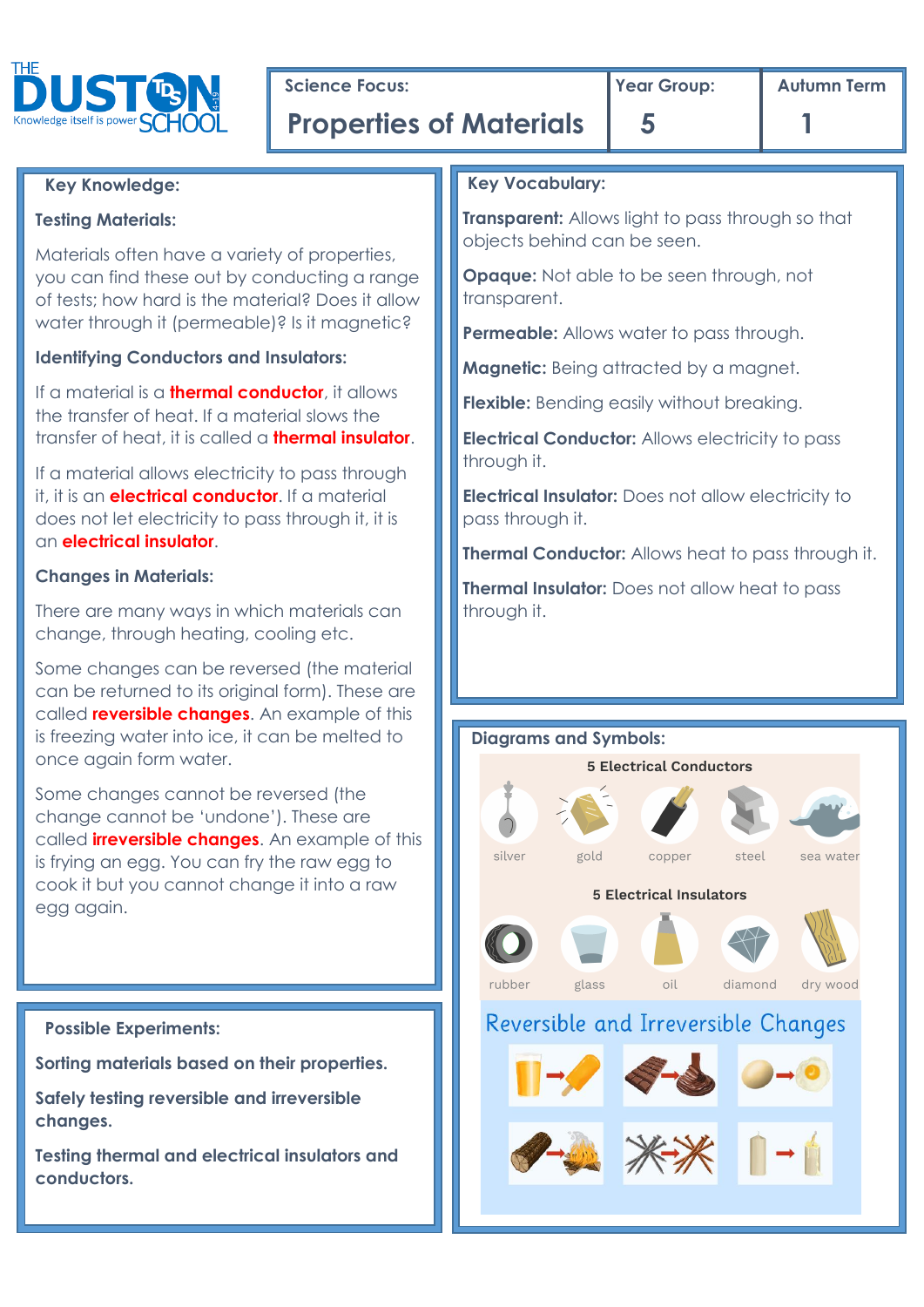THE DUSTON SCHOOL
Knowledge itself is power

| Science Focus: | Year Group: | Autumn Term |
| --- | --- | --- |
| **Properties of Materials** | **5** | **1** |

## Key Knowledge:

### Testing Materials:

Materials often have a variety of properties, you can find these out by conducting a range of tests; how hard is the material? Does it allow water through it (permeable)? Is it magnetic?

### Identifying Conductors and Insulators:

If a material is a **thermal conductor**, it allows the transfer of heat. If a material slows the transfer of heat, it is called a **thermal insulator**.

If a material allows electricity to pass through it, it is an **electrical conductor**. If a material does not let electricity to pass through it, it is an **electrical insulator**.

### Changes in Materials:

There are many ways in which materials can change, through heating, cooling etc.

Some changes can be reversed (the material can be returned to its original form). These are called **reversible changes**. An example of this is freezing water into ice, it can be melted to once again form water.

Some changes cannot be reversed (the change cannot be 'undone'). These are called **irreversible changes**. An example of this is frying an egg. You can fry the raw egg to cook it but you cannot change it into a raw egg again.

## Possible Experiments:

**Sorting materials based on their properties.**

**Safely testing reversible and irreversible changes.**

**Testing thermal and electrical insulators and conductors.**

## Key Vocabulary:

**Transparent:** Allows light to pass through so that objects behind can be seen.

**Opaque:** Not able to be seen through, not transparent.

**Permeable:** Allows water to pass through.

**Magnetic:** Being attracted by a magnet.

**Flexible:** Bending easily without breaking.

**Electrical Conductor:** Allows electricity to pass through it.

**Electrical Insulator:** Does not allow electricity to pass through it.

**Thermal Conductor:** Allows heat to pass through it.

**Thermal Insulator:** Does not allow heat to pass through it.

## Diagrams and Symbols:

**5 Electrical Conductors**

silver, gold, copper, steel, sea water

**5 Electrical Insulators**

rubber, glass, oil, diamond, dry wood

**Reversible and Irreversible Changes**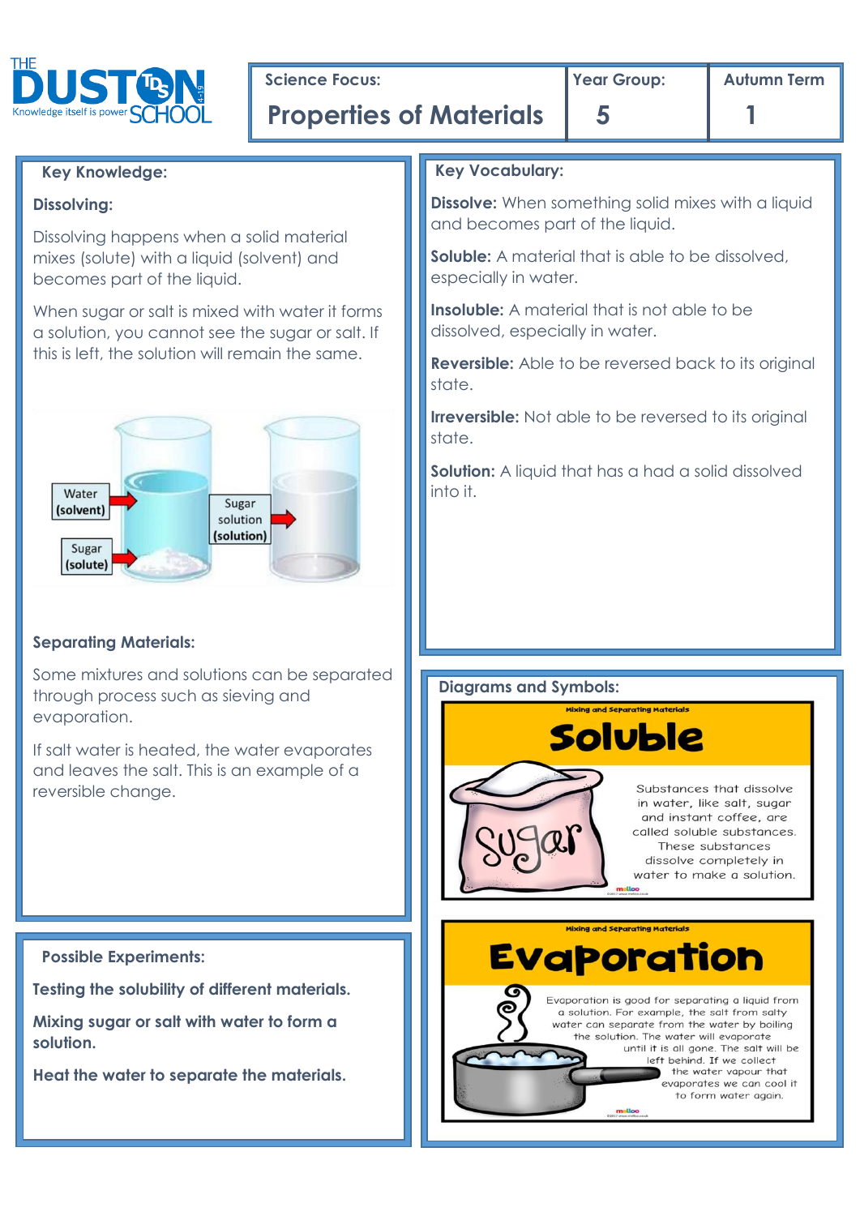THE DUSTON SCHOOL
Knowledge itself is power

| Science Focus: | Year Group: | Autumn Term |
|---|---|---|
| **Properties of Materials** | **5** | **1** |

## Key Knowledge:

### Dissolving:

Dissolving happens when a solid material mixes (solute) with a liquid (solvent) and becomes part of the liquid.

When sugar or salt is mixed with water it forms a solution, you cannot see the sugar or salt. If this is left, the solution will remain the same.

Water (solvent)

Sugar (solute)

Sugar solution (solution)

### Separating Materials:

Some mixtures and solutions can be separated through process such as sieving and evaporation.

If salt water is heated, the water evaporates and leaves the salt. This is an example of a reversible change.

## Possible Experiments:

**Testing the solubility of different materials.**

**Mixing sugar or salt with water to form a solution.**

**Heat the water to separate the materials.**

## Key Vocabulary:

**Dissolve:** When something solid mixes with a liquid and becomes part of the liquid.

**Soluble:** A material that is able to be dissolved, especially in water.

**Insoluble:** A material that is not able to be dissolved, especially in water.

**Reversible:** Able to be reversed back to its original state.

**Irreversible:** Not able to be reversed to its original state.

**Solution:** A liquid that has a had a solid dissolved into it.

## Diagrams and Symbols:

Mixing and Separating Materials

**Soluble**

Sugar

Substances that dissolve in water, like salt, sugar and instant coffee, are called soluble substances. These substances dissolve completely in water to make a solution.

Mixing and Separating Materials

**Evaporation**

Evaporation is good for separating a liquid from a solution. For example, the salt from salty water can separate from the water by boiling the solution. The water will evaporate until it is all gone. The salt will be left behind. If we collect the water vapour that evaporates we can cool it to form water again.